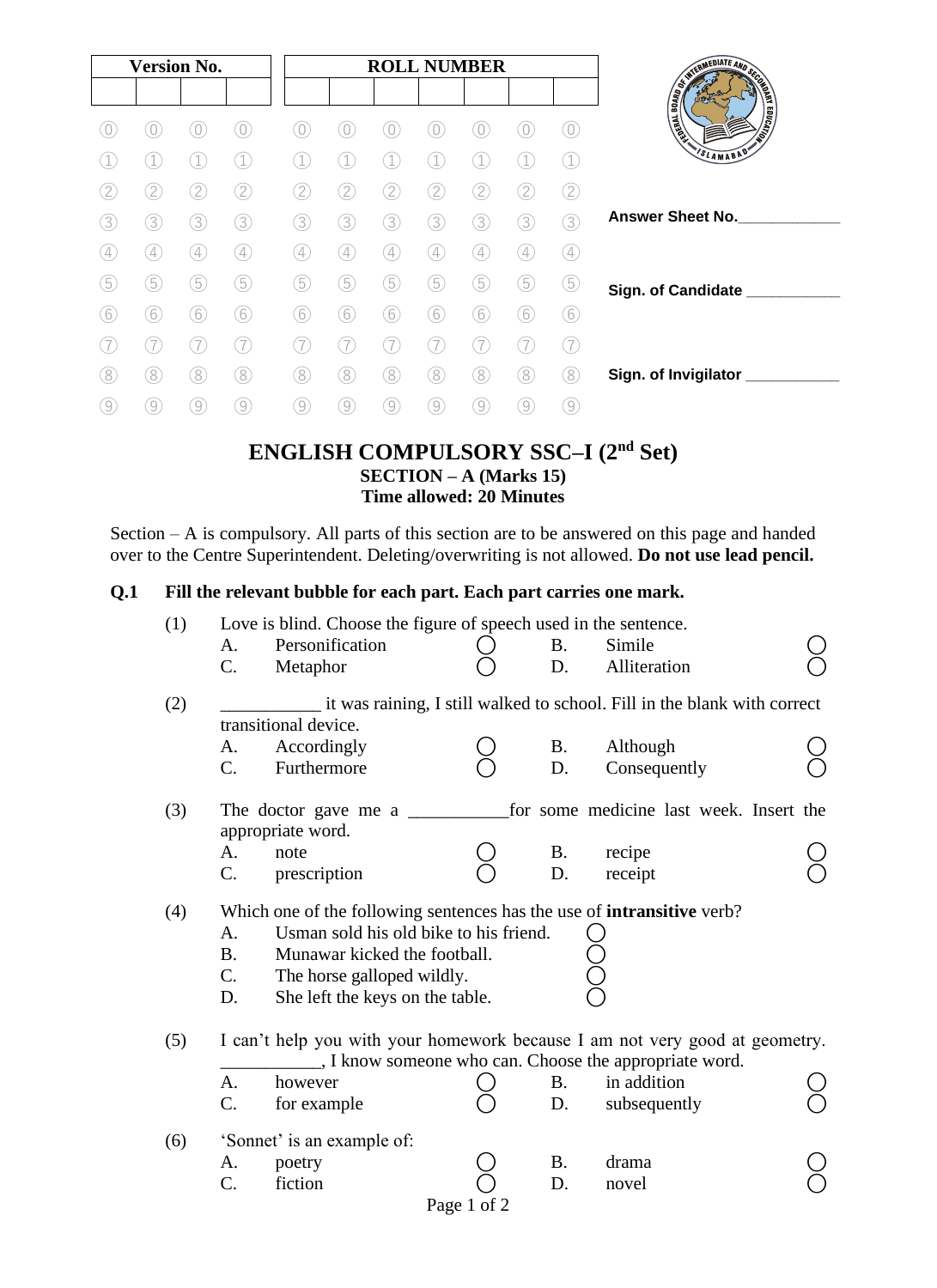| Version No. | | | | ROLL NUMBER | | | | | | |
|---|---|---|---|---|---|---|---|---|---|---|
| | | | | | | | | | | |

Answer Sheet No.____________

Sign. of Candidate ___________

Sign. of Invigilator ___________

# ENGLISH COMPULSORY SSC–I (2nd Set)

## SECTION – A (Marks 15)

**Time allowed: 20 Minutes**

Section – A is compulsory. All parts of this section are to be answered on this page and handed over to the Centre Superintendent. Deleting/overwriting is not allowed. **Do not use lead pencil.**

**Q.1 Fill the relevant bubble for each part. Each part carries one mark.**

(1) Love is blind. Choose the figure of speech used in the sentence.

- A. Personification ◯
- B. Simile ◯
- C. Metaphor ◯
- D. Alliteration ◯

(2) ___________ it was raining, I still walked to school. Fill in the blank with correct transitional device.

- A. Accordingly ◯
- B. Although ◯
- C. Furthermore ◯
- D. Consequently ◯

(3) The doctor gave me a ___________for some medicine last week. Insert the appropriate word.

- A. note ◯
- B. recipe ◯
- C. prescription ◯
- D. receipt ◯

(4) Which one of the following sentences has the use of **intransitive** verb?

- A. Usman sold his old bike to his friend. ◯
- B. Munawar kicked the football. ◯
- C. The horse galloped wildly. ◯
- D. She left the keys on the table. ◯

(5) I can't help you with your homework because I am not very good at geometry. ___________, I know someone who can. Choose the appropriate word.

- A. however ◯
- B. in addition ◯
- C. for example ◯
- D. subsequently ◯

(6) 'Sonnet' is an example of:

- A. poetry ◯
- B. drama ◯
- C. fiction ◯
- D. novel ◯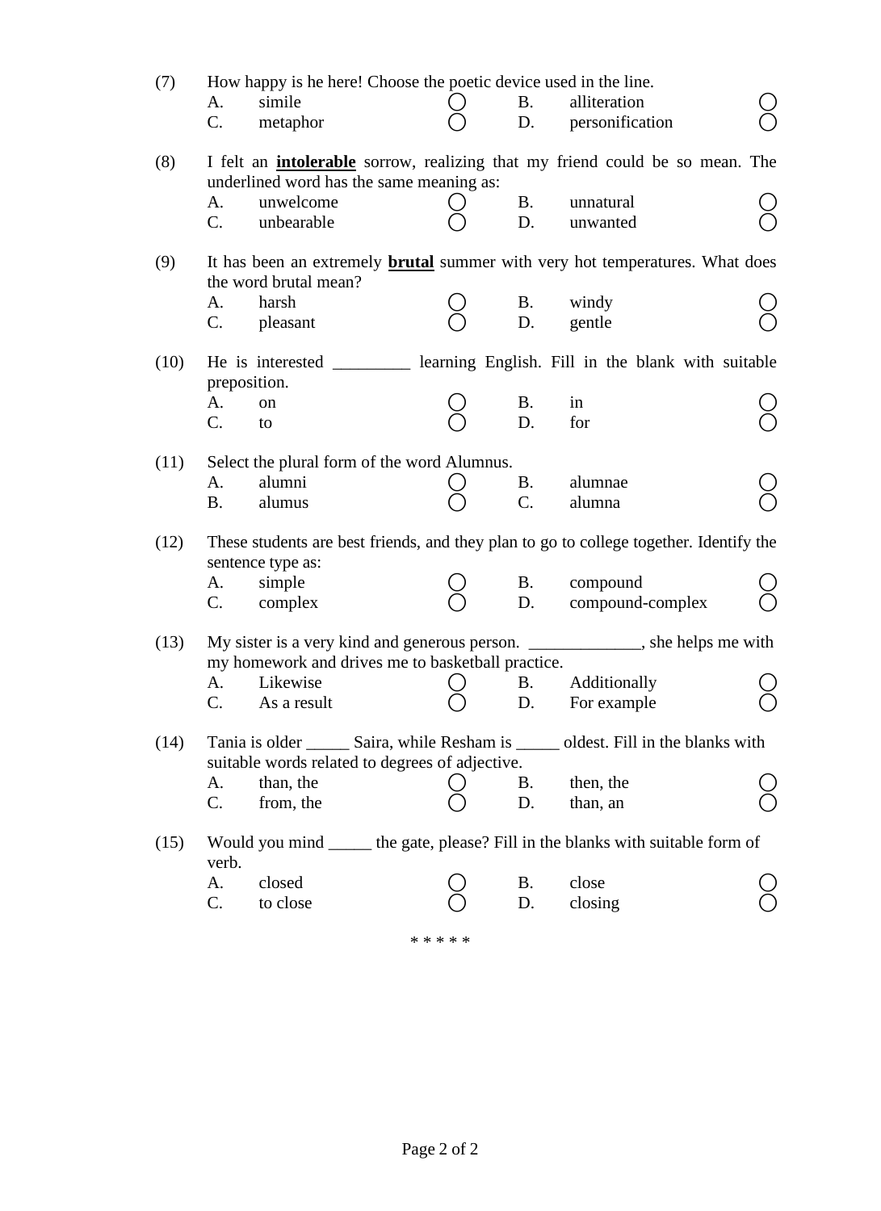(7) How happy is he here! Choose the poetic device used in the line.

A. simile ◯ B. alliteration ◯
C. metaphor ◯ D. personification ◯

(8) I felt an **intolerable** sorrow, realizing that my friend could be so mean. The underlined word has the same meaning as:

A. unwelcome ◯ B. unnatural ◯
C. unbearable ◯ D. unwanted ◯

(9) It has been an extremely **brutal** summer with very hot temperatures. What does the word brutal mean?

A. harsh ◯ B. windy ◯
C. pleasant ◯ D. gentle ◯

(10) He is interested _________ learning English. Fill in the blank with suitable preposition.

A. on ◯ B. in ◯
C. to ◯ D. for ◯

(11) Select the plural form of the word Alumnus.

A. alumni ◯ B. alumnae ◯
B. alumus ◯ C. alumna ◯

(12) These students are best friends, and they plan to go to college together. Identify the sentence type as:

A. simple ◯ B. compound ◯
C. complex ◯ D. compound-complex ◯

(13) My sister is a very kind and generous person. _____________, she helps me with my homework and drives me to basketball practice.

A. Likewise ◯ B. Additionally ◯
C. As a result ◯ D. For example ◯

(14) Tania is older _____ Saira, while Resham is _____ oldest. Fill in the blanks with suitable words related to degrees of adjective.

A. than, the ◯ B. then, the ◯
C. from, the ◯ D. than, an ◯

(15) Would you mind _____ the gate, please? Fill in the blanks with suitable form of verb.

A. closed ◯ B. close ◯
C. to close ◯ D. closing ◯

* * * * *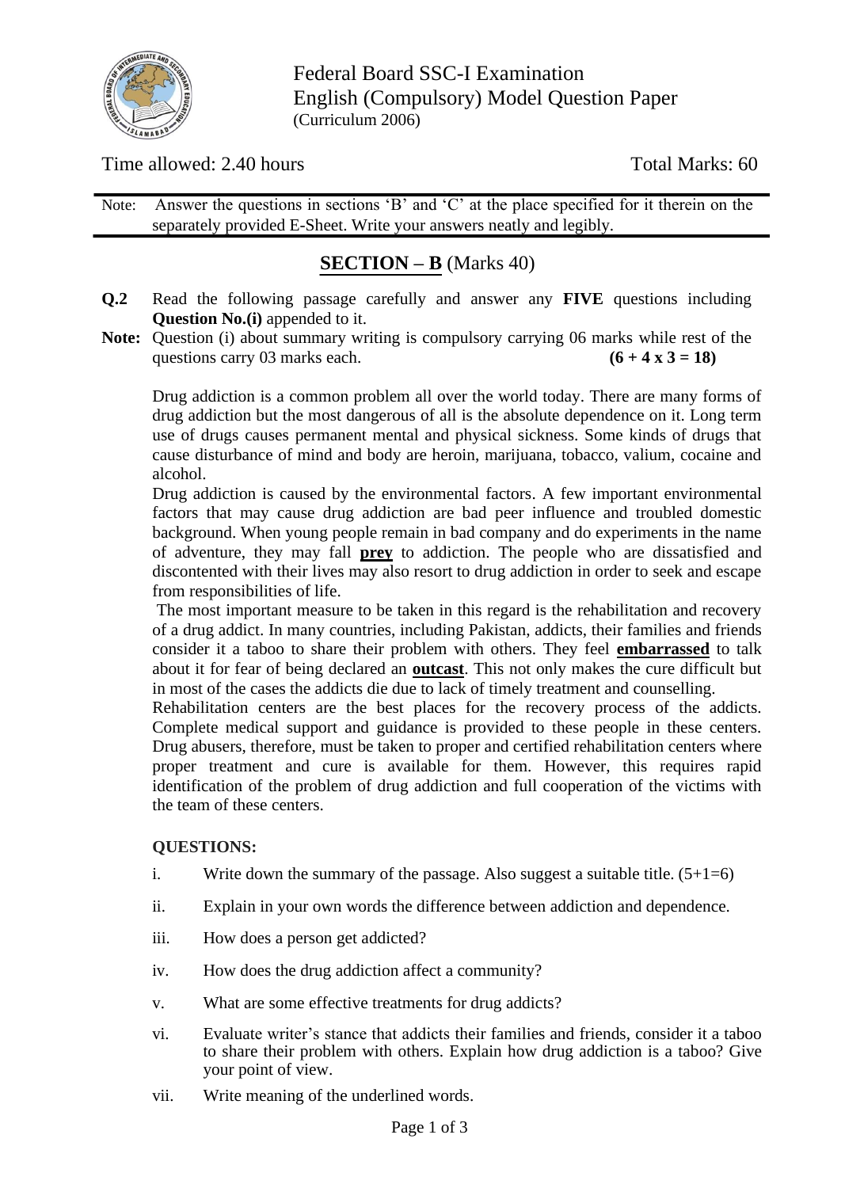Federal Board SSC-I Examination
English (Compulsory) Model Question Paper
(Curriculum 2006)

Time allowed: 2.40 hours — Total Marks: 60

Note: Answer the questions in sections 'B' and 'C' at the place specified for it therein on the separately provided E-Sheet. Write your answers neatly and legibly.

## SECTION – B (Marks 40)

**Q.2** Read the following passage carefully and answer any **FIVE** questions including **Question No.(i)** appended to it.

**Note:** Question (i) about summary writing is compulsory carrying 06 marks while rest of the questions carry 03 marks each. **(6 + 4 x 3 = 18)**

Drug addiction is a common problem all over the world today. There are many forms of drug addiction but the most dangerous of all is the absolute dependence on it. Long term use of drugs causes permanent mental and physical sickness. Some kinds of drugs that cause disturbance of mind and body are heroin, marijuana, tobacco, valium, cocaine and alcohol.

Drug addiction is caused by the environmental factors. A few important environmental factors that may cause drug addiction are bad peer influence and troubled domestic background. When young people remain in bad company and do experiments in the name of adventure, they may fall **prey** to addiction. The people who are dissatisfied and discontented with their lives may also resort to drug addiction in order to seek and escape from responsibilities of life.

The most important measure to be taken in this regard is the rehabilitation and recovery of a drug addict. In many countries, including Pakistan, addicts, their families and friends consider it a taboo to share their problem with others. They feel **embarrassed** to talk about it for fear of being declared an **outcast**. This not only makes the cure difficult but in most of the cases the addicts die due to lack of timely treatment and counselling.

Rehabilitation centers are the best places for the recovery process of the addicts. Complete medical support and guidance is provided to these people in these centers. Drug abusers, therefore, must be taken to proper and certified rehabilitation centers where proper treatment and cure is available for them. However, this requires rapid identification of the problem of drug addiction and full cooperation of the victims with the team of these centers.

**QUESTIONS:**

i. Write down the summary of the passage. Also suggest a suitable title. (5+1=6)

ii. Explain in your own words the difference between addiction and dependence.

iii. How does a person get addicted?

iv. How does the drug addiction affect a community?

v. What are some effective treatments for drug addicts?

vi. Evaluate writer's stance that addicts their families and friends, consider it a taboo to share their problem with others. Explain how drug addiction is a taboo? Give your point of view.

vii. Write meaning of the underlined words.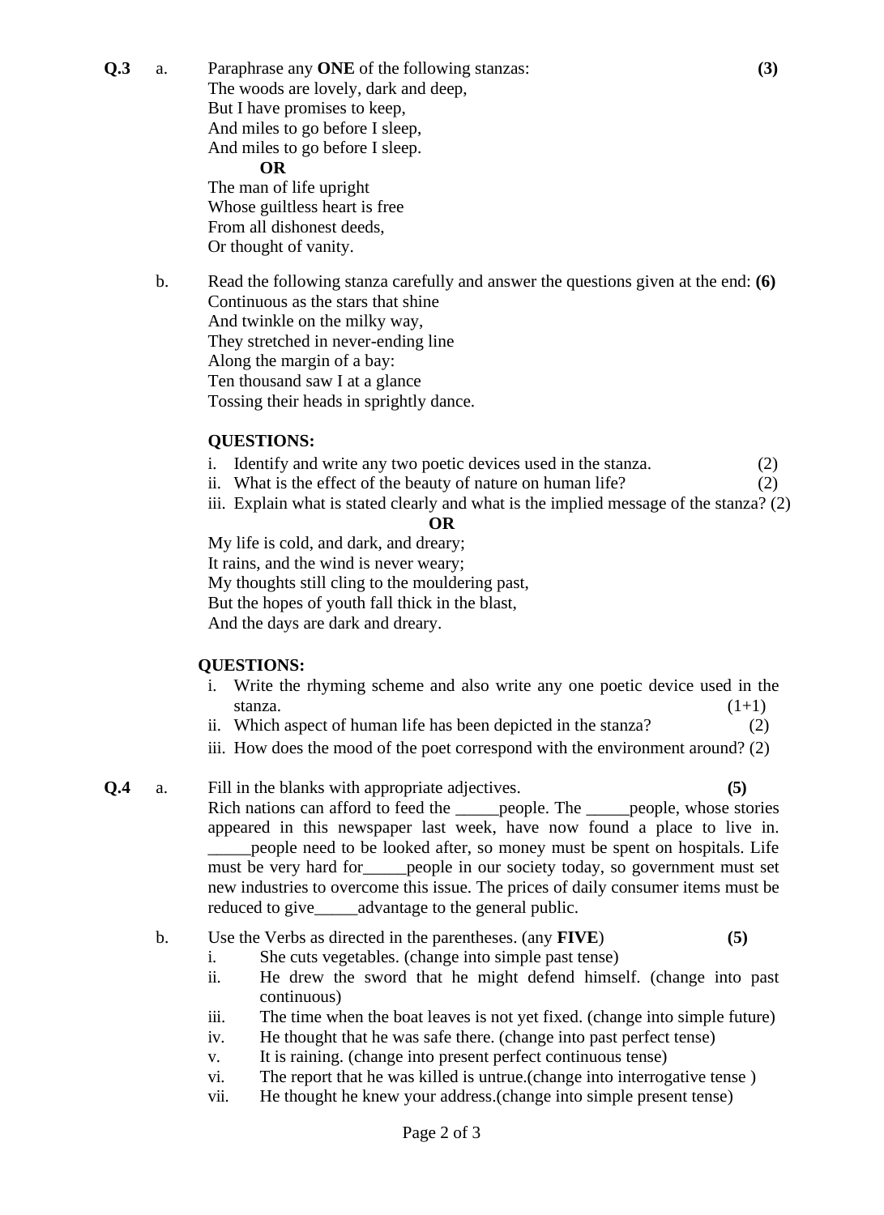**Q.3** a. Paraphrase any **ONE** of the following stanzas: **(3)**

The woods are lovely, dark and deep,
But I have promises to keep,
And miles to go before I sleep,
And miles to go before I sleep.

**OR**

The man of life upright
Whose guiltless heart is free
From all dishonest deeds,
Or thought of vanity.

b. Read the following stanza carefully and answer the questions given at the end: **(6)**

Continuous as the stars that shine
And twinkle on the milky way,
They stretched in never-ending line
Along the margin of a bay:
Ten thousand saw I at a glance
Tossing their heads in sprightly dance.

**QUESTIONS:**

i. Identify and write any two poetic devices used in the stanza. (2)
ii. What is the effect of the beauty of nature on human life? (2)
iii. Explain what is stated clearly and what is the implied message of the stanza? (2)

**OR**

My life is cold, and dark, and dreary;
It rains, and the wind is never weary;
My thoughts still cling to the mouldering past,
But the hopes of youth fall thick in the blast,
And the days are dark and dreary.

**QUESTIONS:**

i. Write the rhyming scheme and also write any one poetic device used in the stanza. (1+1)
ii. Which aspect of human life has been depicted in the stanza? (2)
iii. How does the mood of the poet correspond with the environment around? (2)

**Q.4** a. Fill in the blanks with appropriate adjectives. **(5)**

Rich nations can afford to feed the _____people. The _____people, whose stories appeared in this newspaper last week, have now found a place to live in. _____people need to be looked after, so money must be spent on hospitals. Life must be very hard for_____people in our society today, so government must set new industries to overcome this issue. The prices of daily consumer items must be reduced to give_____advantage to the general public.

b. Use the Verbs as directed in the parentheses. (any **FIVE**) **(5)**

i. She cuts vegetables. (change into simple past tense)
ii. He drew the sword that he might defend himself. (change into past continuous)
iii. The time when the boat leaves is not yet fixed. (change into simple future)
iv. He thought that he was safe there. (change into past perfect tense)
v. It is raining. (change into present perfect continuous tense)
vi. The report that he was killed is untrue.(change into interrogative tense )
vii. He thought he knew your address.(change into simple present tense)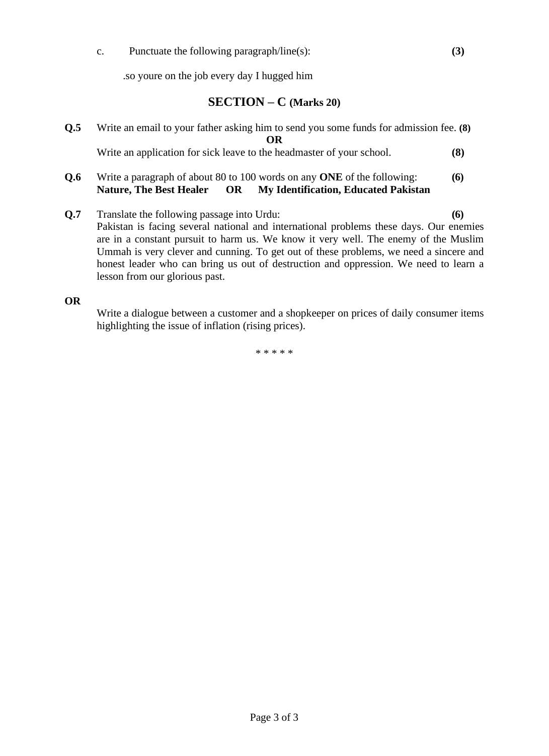c. Punctuate the following paragraph/line(s): **(3)**

.so youre on the job every day I hugged him

## SECTION – C (Marks 20)

**Q.5** Write an email to your father asking him to send you some funds for admission fee. **(8)**

**OR**

Write an application for sick leave to the headmaster of your school. **(8)**

**Q.6** Write a paragraph of about 80 to 100 words on any **ONE** of the following: **(6)**

**Nature, The Best Healer OR My Identification, Educated Pakistan**

**Q.7** Translate the following passage into Urdu: **(6)**

Pakistan is facing several national and international problems these days. Our enemies are in a constant pursuit to harm us. We know it very well. The enemy of the Muslim Ummah is very clever and cunning. To get out of these problems, we need a sincere and honest leader who can bring us out of destruction and oppression. We need to learn a lesson from our glorious past.

**OR**

Write a dialogue between a customer and a shopkeeper on prices of daily consumer items highlighting the issue of inflation (rising prices).

* * * * *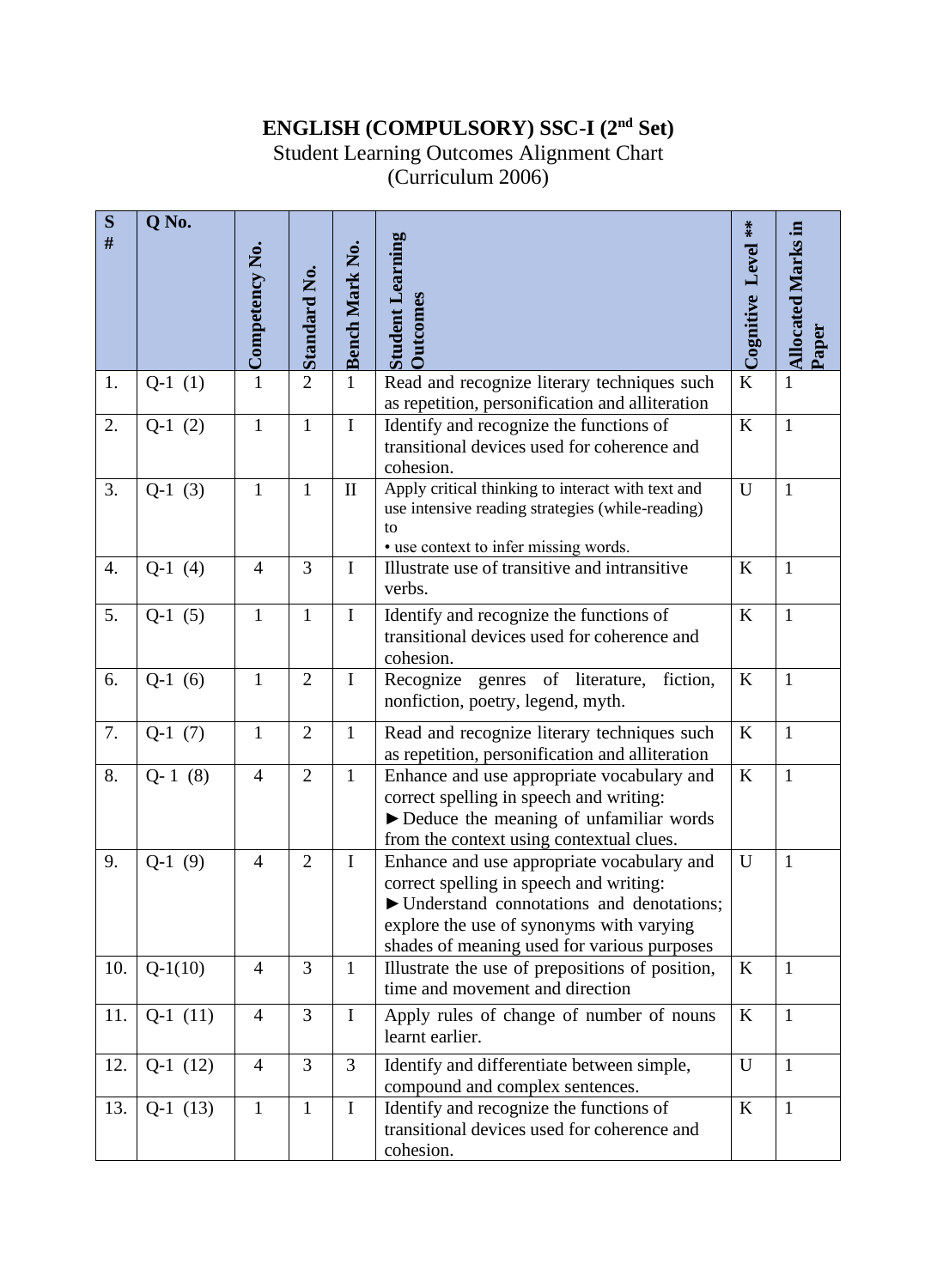# ENGLISH (COMPULSORY) SSC-I (2nd Set)

Student Learning Outcomes Alignment Chart
(Curriculum 2006)

| S # | Q No. | Competency No. | Standard No. | Bench Mark No. | Student Learning Outcomes | Cognitive Level ** | Allocated Marks in Paper |
|---|---|---|---|---|---|---|---|
| 1. | Q-1 (1) | 1 | 2 | 1 | Read and recognize literary techniques such as repetition, personification and alliteration | K | 1 |
| 2. | Q-1 (2) | 1 | 1 | I | Identify and recognize the functions of transitional devices used for coherence and cohesion. | K | 1 |
| 3. | Q-1 (3) | 1 | 1 | II | Apply critical thinking to interact with text and use intensive reading strategies (while-reading) to • use context to infer missing words. | U | 1 |
| 4. | Q-1 (4) | 4 | 3 | I | Illustrate use of transitive and intransitive verbs. | K | 1 |
| 5. | Q-1 (5) | 1 | 1 | I | Identify and recognize the functions of transitional devices used for coherence and cohesion. | K | 1 |
| 6. | Q-1 (6) | 1 | 2 | I | Recognize genres of literature, fiction, nonfiction, poetry, legend, myth. | K | 1 |
| 7. | Q-1 (7) | 1 | 2 | 1 | Read and recognize literary techniques such as repetition, personification and alliteration | K | 1 |
| 8. | Q- 1 (8) | 4 | 2 | 1 | Enhance and use appropriate vocabulary and correct spelling in speech and writing: ►Deduce the meaning of unfamiliar words from the context using contextual clues. | K | 1 |
| 9. | Q-1 (9) | 4 | 2 | I | Enhance and use appropriate vocabulary and correct spelling in speech and writing: ►Understand connotations and denotations; explore the use of synonyms with varying shades of meaning used for various purposes | U | 1 |
| 10. | Q-1(10) | 4 | 3 | 1 | Illustrate the use of prepositions of position, time and movement and direction | K | 1 |
| 11. | Q-1 (11) | 4 | 3 | I | Apply rules of change of number of nouns learnt earlier. | K | 1 |
| 12. | Q-1 (12) | 4 | 3 | 3 | Identify and differentiate between simple, compound and complex sentences. | U | 1 |
| 13. | Q-1 (13) | 1 | 1 | I | Identify and recognize the functions of transitional devices used for coherence and cohesion. | K | 1 |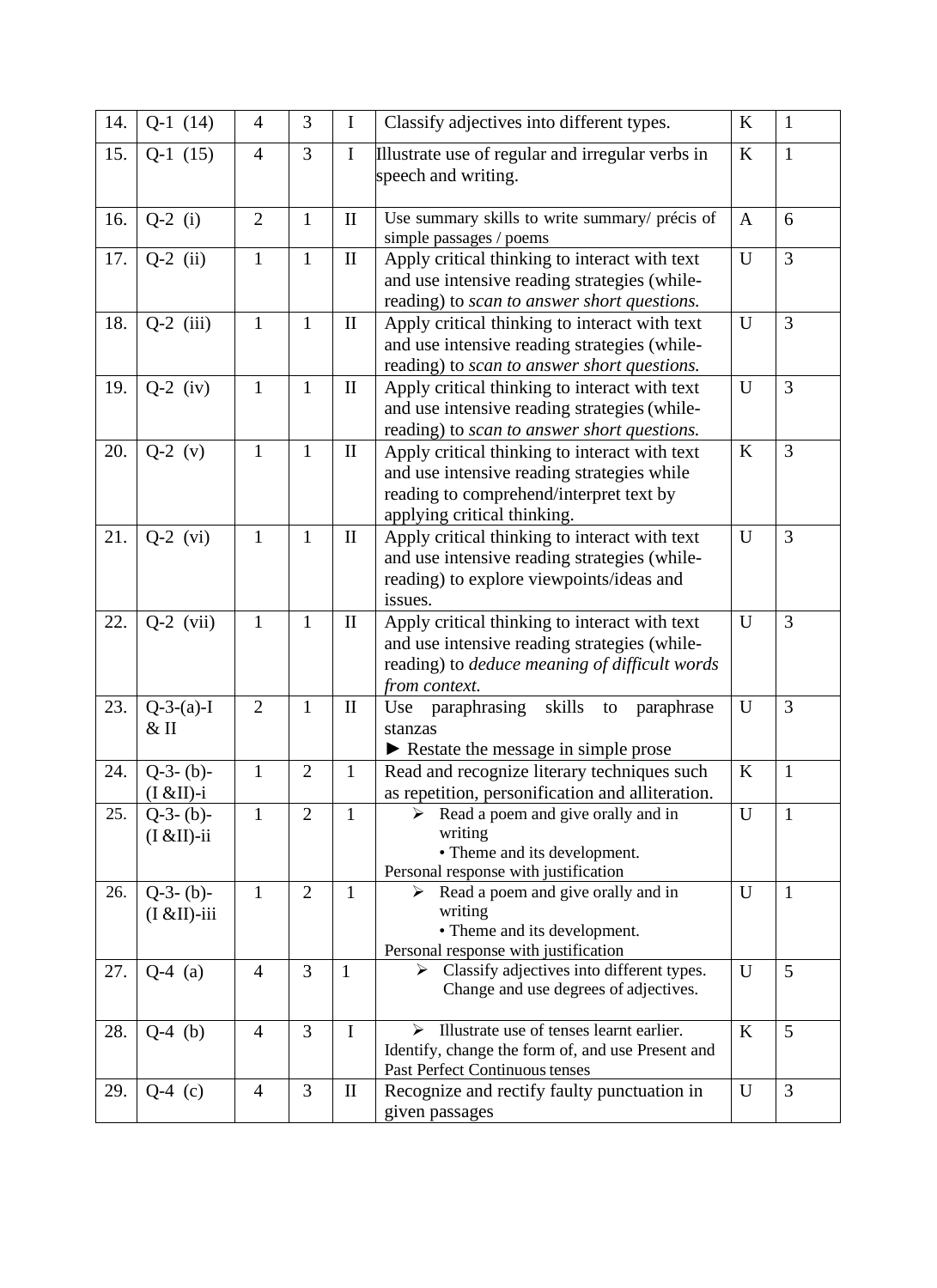| 14. | Q-1 (14) | 4 | 3 | I | Classify adjectives into different types. | K | 1 |
|---|---|---|---|---|---|---|---|
| 15. | Q-1 (15) | 4 | 3 | I | Illustrate use of regular and irregular verbs in speech and writing. | K | 1 |
| 16. | Q-2 (i) | 2 | 1 | II | Use summary skills to write summary/ précis of simple passages / poems | A | 6 |
| 17. | Q-2 (ii) | 1 | 1 | II | Apply critical thinking to interact with text and use intensive reading strategies (while-reading) to *scan to answer short questions.* | U | 3 |
| 18. | Q-2 (iii) | 1 | 1 | II | Apply critical thinking to interact with text and use intensive reading strategies (while-reading) to *scan to answer short questions.* | U | 3 |
| 19. | Q-2 (iv) | 1 | 1 | II | Apply critical thinking to interact with text and use intensive reading strategies (while-reading) to *scan to answer short questions.* | U | 3 |
| 20. | Q-2 (v) | 1 | 1 | II | Apply critical thinking to interact with text and use intensive reading strategies while reading to comprehend/interpret text by applying critical thinking. | K | 3 |
| 21. | Q-2 (vi) | 1 | 1 | II | Apply critical thinking to interact with text and use intensive reading strategies (while-reading) to explore viewpoints/ideas and issues. | U | 3 |
| 22. | Q-2 (vii) | 1 | 1 | II | Apply critical thinking to interact with text and use intensive reading strategies (while-reading) to *deduce meaning of difficult words from context.* | U | 3 |
| 23. | Q-3-(a)-I & II | 2 | 1 | II | Use paraphrasing skills to paraphrase stanzas<br>► Restate the message in simple prose | U | 3 |
| 24. | Q-3- (b)-(I &II)-i | 1 | 2 | 1 | Read and recognize literary techniques such as repetition, personification and alliteration. | K | 1 |
| 25. | Q-3- (b)-(I &II)-ii | 1 | 2 | 1 | ➢ Read a poem and give orally and in writing<br>• Theme and its development.<br>Personal response with justification | U | 1 |
| 26. | Q-3- (b)-(I &II)-iii | 1 | 2 | 1 | ➢ Read a poem and give orally and in writing<br>• Theme and its development.<br>Personal response with justification | U | 1 |
| 27. | Q-4 (a) | 4 | 3 | 1 | ➢ Classify adjectives into different types. Change and use degrees of adjectives. | U | 5 |
| 28. | Q-4 (b) | 4 | 3 | I | ➢ Illustrate use of tenses learnt earlier. Identify, change the form of, and use Present and Past Perfect Continuous tenses | K | 5 |
| 29. | Q-4 (c) | 4 | 3 | II | Recognize and rectify faulty punctuation in given passages | U | 3 |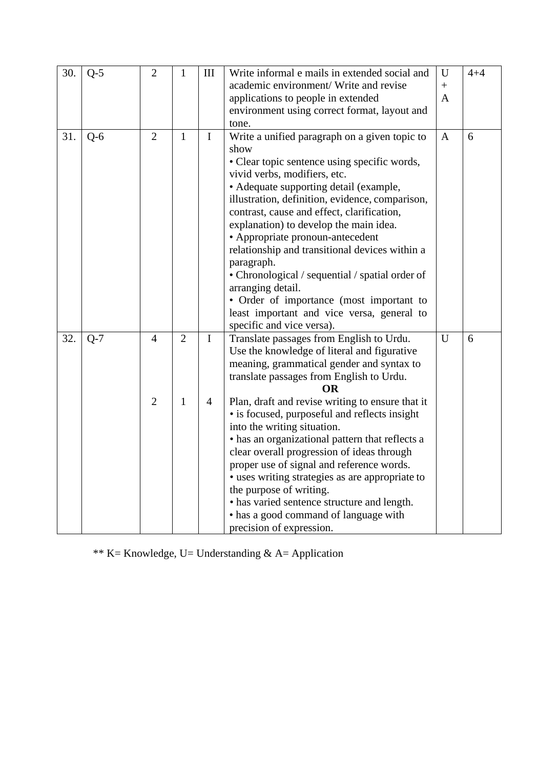| | | | | | | | |
|---|---|---|---|---|---|---|---|
| 30. | Q-5 | 2 | 1 | III | Write informal e mails in extended social and academic environment/ Write and revise applications to people in extended environment using correct format, layout and tone. | U + A | 4+4 |
| 31. | Q-6 | 2 | 1 | I | Write a unified paragraph on a given topic to show<br>• Clear topic sentence using specific words, vivid verbs, modifiers, etc.<br>• Adequate supporting detail (example, illustration, definition, evidence, comparison, contrast, cause and effect, clarification, explanation) to develop the main idea.<br>• Appropriate pronoun-antecedent relationship and transitional devices within a paragraph.<br>• Chronological / sequential / spatial order of arranging detail.<br>• Order of importance (most important to least important and vice versa, general to specific and vice versa). | A | 6 |
| 32. | Q-7 | 4<br><br><br><br><br>2 | 2<br><br><br><br><br>1 | I<br><br><br><br><br>4 | Translate passages from English to Urdu. Use the knowledge of literal and figurative meaning, grammatical gender and syntax to translate passages from English to Urdu.<br>**OR**<br>Plan, draft and revise writing to ensure that it<br>• is focused, purposeful and reflects insight into the writing situation.<br>• has an organizational pattern that reflects a clear overall progression of ideas through proper use of signal and reference words.<br>• uses writing strategies as are appropriate to the purpose of writing.<br>• has varied sentence structure and length.<br>• has a good command of language with precision of expression. | U | 6 |

** K= Knowledge, U= Understanding & A= Application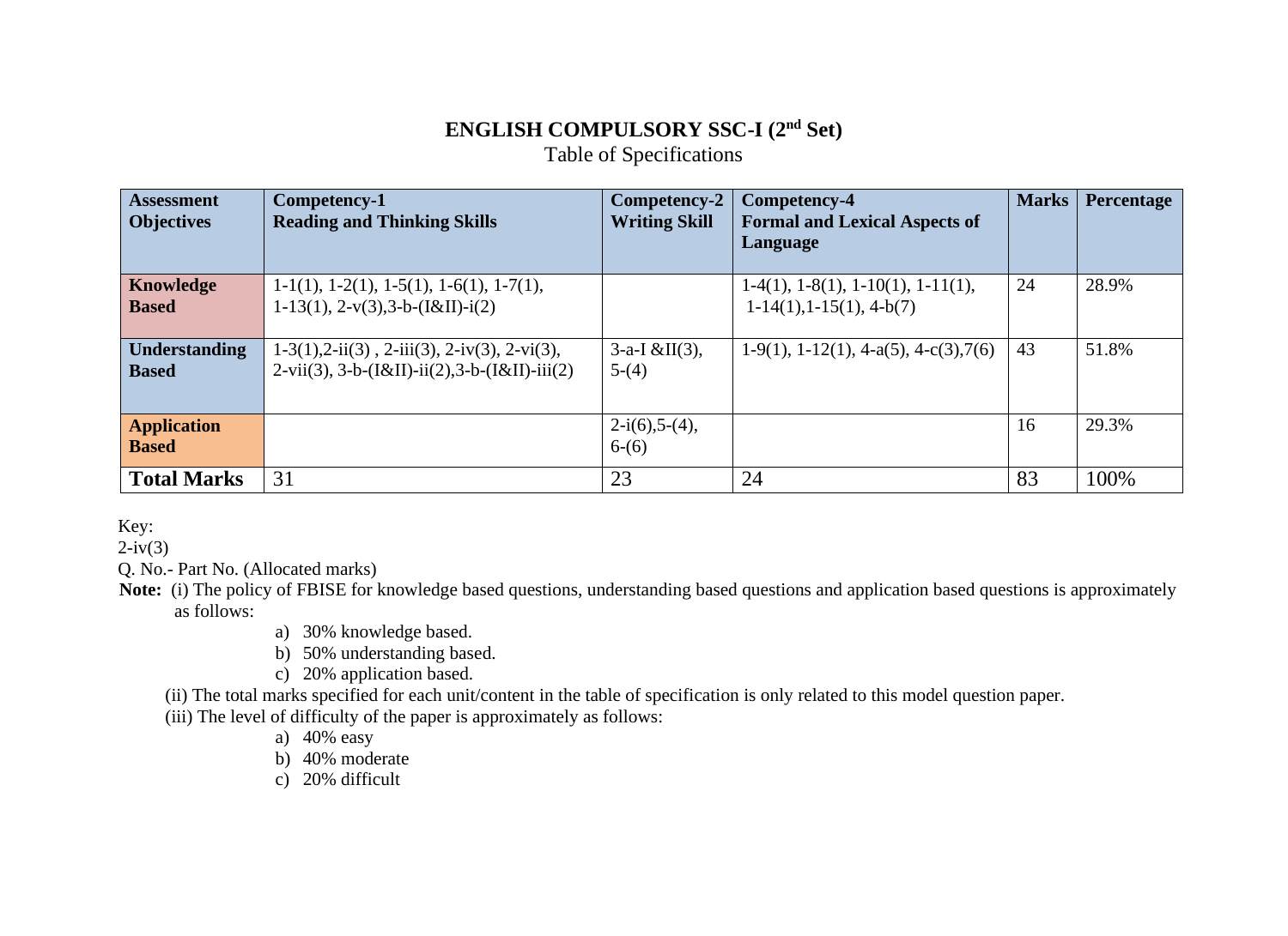# ENGLISH COMPULSORY SSC-I ($2^{nd}$ Set)

Table of Specifications

| Assessment Objectives | Competency-1 Reading and Thinking Skills | Competency-2 Writing Skill | Competency-4 Formal and Lexical Aspects of Language | Marks | Percentage |
|---|---|---|---|---|---|
| **Knowledge Based** | 1-1(1), 1-2(1), 1-5(1), 1-6(1), 1-7(1), 1-13(1), 2-v(3),3-b-(I&II)-i(2) | | 1-4(1), 1-8(1), 1-10(1), 1-11(1), 1-14(1),1-15(1), 4-b(7) | 24 | 28.9% |
| **Understanding Based** | 1-3(1),2-ii(3) , 2-iii(3), 2-iv(3), 2-vi(3), 2-vii(3), 3-b-(I&II)-ii(2),3-b-(I&II)-iii(2) | 3-a-I &II(3), 5-(4) | 1-9(1), 1-12(1), 4-a(5), 4-c(3),7(6) | 43 | 51.8% |
| **Application Based** | | 2-i(6),5-(4), 6-(6) | | 16 | 29.3% |
| **Total Marks** | 31 | 23 | 24 | 83 | 100% |

Key:

2-iv(3)

Q. No.- Part No. (Allocated marks)

**Note:** (i) The policy of FBISE for knowledge based questions, understanding based questions and application based questions is approximately as follows:

a) 30% knowledge based.
b) 50% understanding based.
c) 20% application based.

(ii) The total marks specified for each unit/content in the table of specification is only related to this model question paper.

(iii) The level of difficulty of the paper is approximately as follows:

a) 40% easy
b) 40% moderate
c) 20% difficult